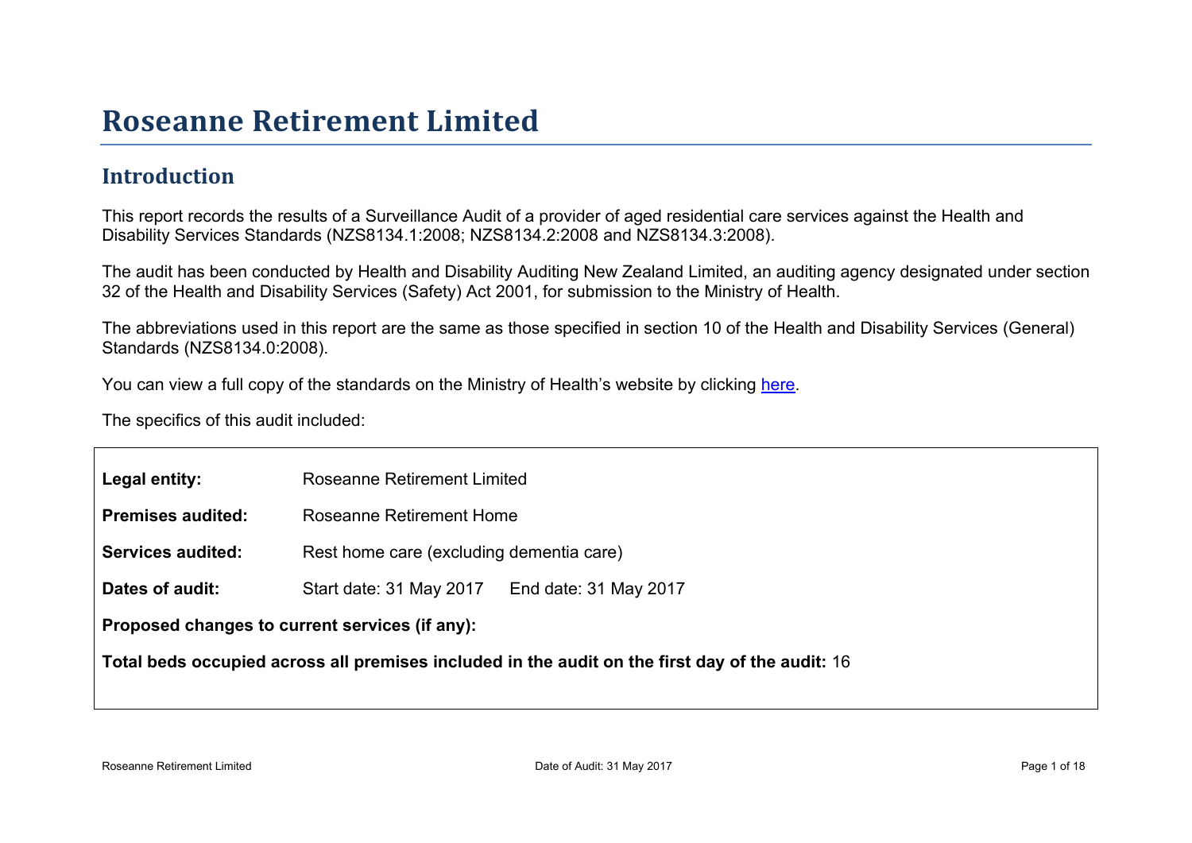# Roseanne Retirement Limited

## Introduction

This report records the results of a Surveillance Audit of a provider of aged residential care services against the Health and Disability Services Standards (NZS8134.1:2008; NZS8134.2:2008 and NZS8134.3:2008).

The audit has been conducted by Health and Disability Auditing New Zealand Limited, an auditing agency designated under section 32 of the Health and Disability Services (Safety) Act 2001, for submission to the Ministry of Health.

The abbreviations used in this report are the same as those specified in section 10 of the Health and Disability Services (General) Standards (NZS8134.0:2008).

You can view a full copy of the standards on the Ministry of Health's website by clicking here.

The specifics of this audit included:

**Legal entity:** Roseanne Retirement Limited

**Premises audited:** Roseanne Retirement Home

**Services audited:** Rest home care (excluding dementia care)

**Dates of audit:** Start date: 31 May 2017 End date: 31 May 2017

**Proposed changes to current services (if any):**

**Total beds occupied across all premises included in the audit on the first day of the audit:** 16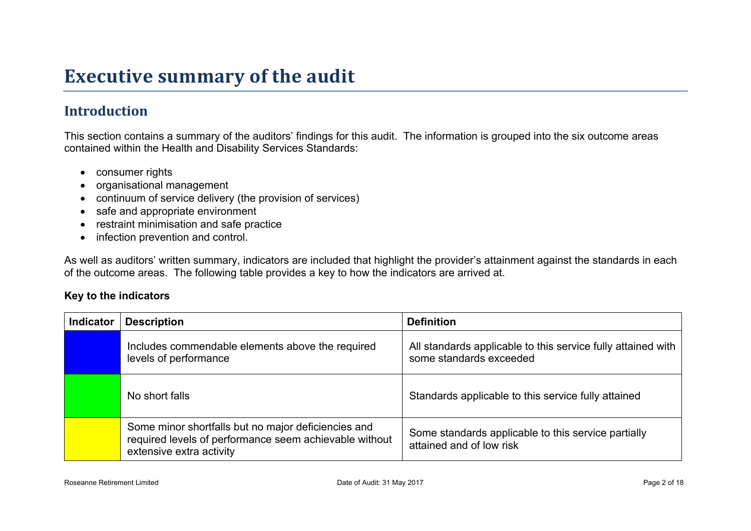# Executive summary of the audit

## Introduction

This section contains a summary of the auditors' findings for this audit. The information is grouped into the six outcome areas contained within the Health and Disability Services Standards:

- consumer rights
- organisational management
- continuum of service delivery (the provision of services)
- safe and appropriate environment
- restraint minimisation and safe practice
- infection prevention and control.

As well as auditors' written summary, indicators are included that highlight the provider's attainment against the standards in each of the outcome areas. The following table provides a key to how the indicators are arrived at.

**Key to the indicators**

| Indicator | Description | Definition |
|---|---|---|
| | Includes commendable elements above the required levels of performance | All standards applicable to this service fully attained with some standards exceeded |
| | No short falls | Standards applicable to this service fully attained |
| | Some minor shortfalls but no major deficiencies and required levels of performance seem achievable without extensive extra activity | Some standards applicable to this service partially attained and of low risk |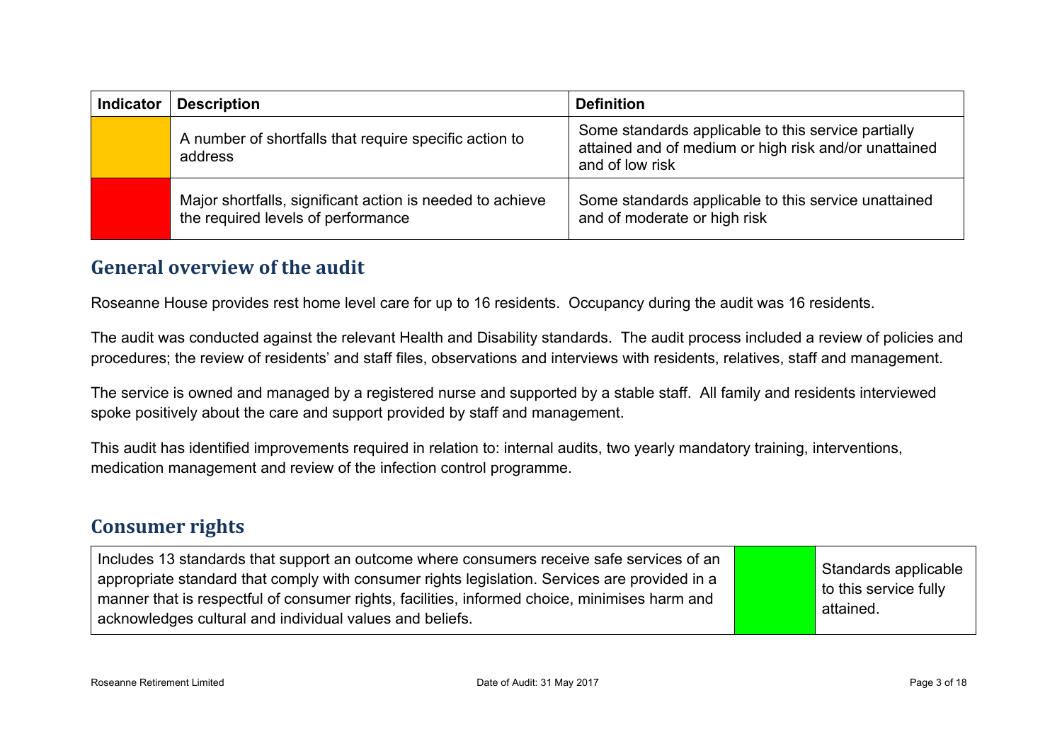| Indicator | Description | Definition |
|---|---|---|
| | A number of shortfalls that require specific action to address | Some standards applicable to this service partially attained and of medium or high risk and/or unattained and of low risk |
| | Major shortfalls, significant action is needed to achieve the required levels of performance | Some standards applicable to this service unattained and of moderate or high risk |

## General overview of the audit

Roseanne House provides rest home level care for up to 16 residents. Occupancy during the audit was 16 residents.

The audit was conducted against the relevant Health and Disability standards. The audit process included a review of policies and procedures; the review of residents' and staff files, observations and interviews with residents, relatives, staff and management.

The service is owned and managed by a registered nurse and supported by a stable staff. All family and residents interviewed spoke positively about the care and support provided by staff and management.

This audit has identified improvements required in relation to: internal audits, two yearly mandatory training, interventions, medication management and review of the infection control programme.

## Consumer rights

| | | |
|---|---|---|
| Includes 13 standards that support an outcome where consumers receive safe services of an appropriate standard that comply with consumer rights legislation. Services are provided in a manner that is respectful of consumer rights, facilities, informed choice, minimises harm and acknowledges cultural and individual values and beliefs. | | Standards applicable to this service fully attained. |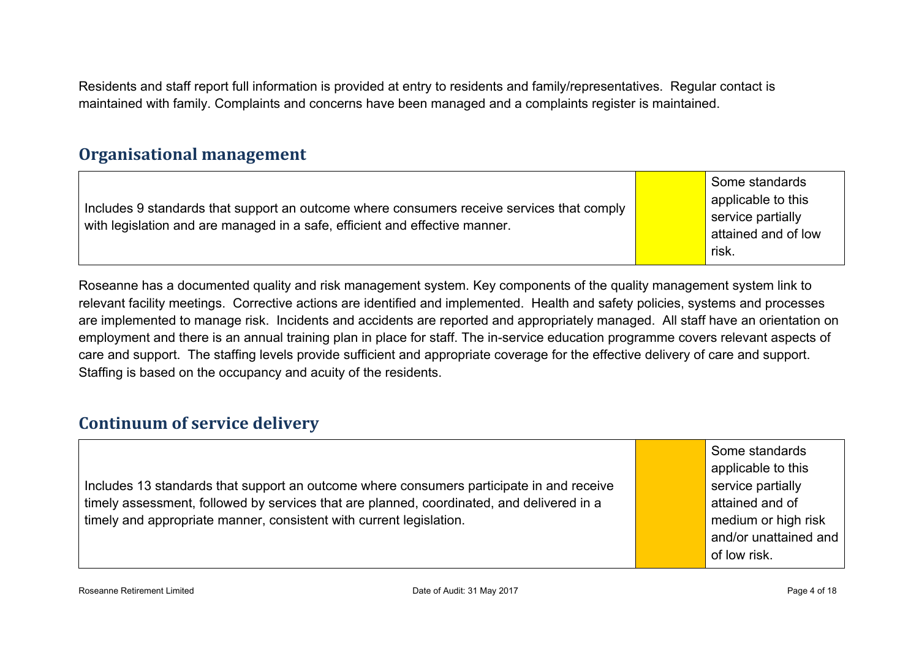Residents and staff report full information is provided at entry to residents and family/representatives. Regular contact is maintained with family. Complaints and concerns have been managed and a complaints register is maintained.

## Organisational management

| | | |
|---|---|---|
| Includes 9 standards that support an outcome where consumers receive services that comply with legislation and are managed in a safe, efficient and effective manner. | | Some standards applicable to this service partially attained and of low risk. |

Roseanne has a documented quality and risk management system. Key components of the quality management system link to relevant facility meetings. Corrective actions are identified and implemented. Health and safety policies, systems and processes are implemented to manage risk. Incidents and accidents are reported and appropriately managed. All staff have an orientation on employment and there is an annual training plan in place for staff. The in-service education programme covers relevant aspects of care and support. The staffing levels provide sufficient and appropriate coverage for the effective delivery of care and support. Staffing is based on the occupancy and acuity of the residents.

## Continuum of service delivery

| | | |
|---|---|---|
| Includes 13 standards that support an outcome where consumers participate in and receive timely assessment, followed by services that are planned, coordinated, and delivered in a timely and appropriate manner, consistent with current legislation. | | Some standards applicable to this service partially attained and of medium or high risk and/or unattained and of low risk. |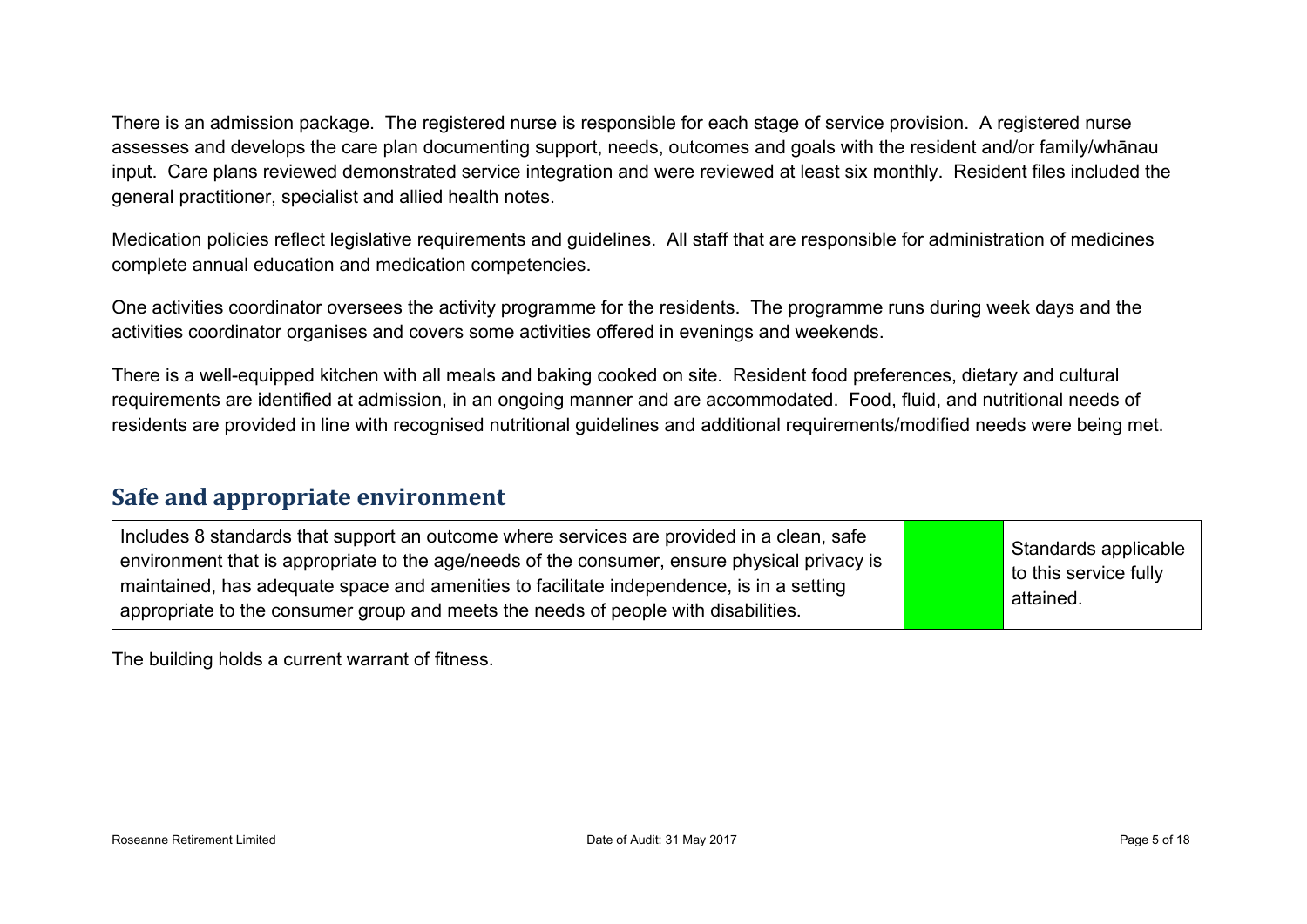There is an admission package. The registered nurse is responsible for each stage of service provision. A registered nurse assesses and develops the care plan documenting support, needs, outcomes and goals with the resident and/or family/whānau input. Care plans reviewed demonstrated service integration and were reviewed at least six monthly. Resident files included the general practitioner, specialist and allied health notes.

Medication policies reflect legislative requirements and guidelines. All staff that are responsible for administration of medicines complete annual education and medication competencies.

One activities coordinator oversees the activity programme for the residents. The programme runs during week days and the activities coordinator organises and covers some activities offered in evenings and weekends.

There is a well-equipped kitchen with all meals and baking cooked on site. Resident food preferences, dietary and cultural requirements are identified at admission, in an ongoing manner and are accommodated. Food, fluid, and nutritional needs of residents are provided in line with recognised nutritional guidelines and additional requirements/modified needs were being met.

## Safe and appropriate environment

| Includes 8 standards that support an outcome where services are provided in a clean, safe environment that is appropriate to the age/needs of the consumer, ensure physical privacy is maintained, has adequate space and amenities to facilitate independence, is in a setting appropriate to the consumer group and meets the needs of people with disabilities. | | Standards applicable to this service fully attained. |
|---|---|---|

The building holds a current warrant of fitness.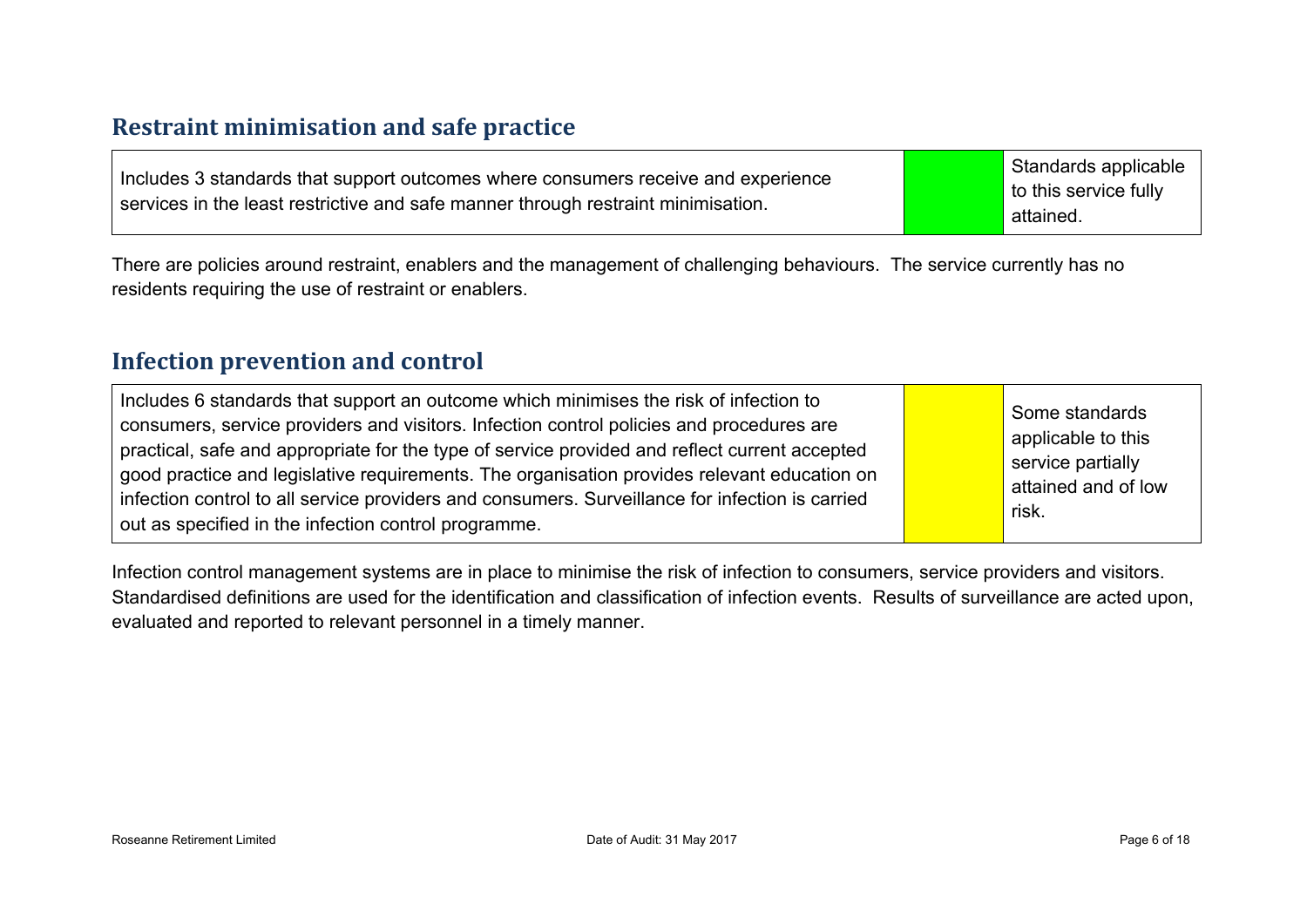## Restraint minimisation and safe practice

| Includes 3 standards that support outcomes where consumers receive and experience services in the least restrictive and safe manner through restraint minimisation. | | Standards applicable to this service fully attained. |
|---|---|---|

There are policies around restraint, enablers and the management of challenging behaviours. The service currently has no residents requiring the use of restraint or enablers.

## Infection prevention and control

| Includes 6 standards that support an outcome which minimises the risk of infection to consumers, service providers and visitors. Infection control policies and procedures are practical, safe and appropriate for the type of service provided and reflect current accepted good practice and legislative requirements. The organisation provides relevant education on infection control to all service providers and consumers. Surveillance for infection is carried out as specified in the infection control programme. | | Some standards applicable to this service partially attained and of low risk. |
|---|---|---|

Infection control management systems are in place to minimise the risk of infection to consumers, service providers and visitors. Standardised definitions are used for the identification and classification of infection events. Results of surveillance are acted upon, evaluated and reported to relevant personnel in a timely manner.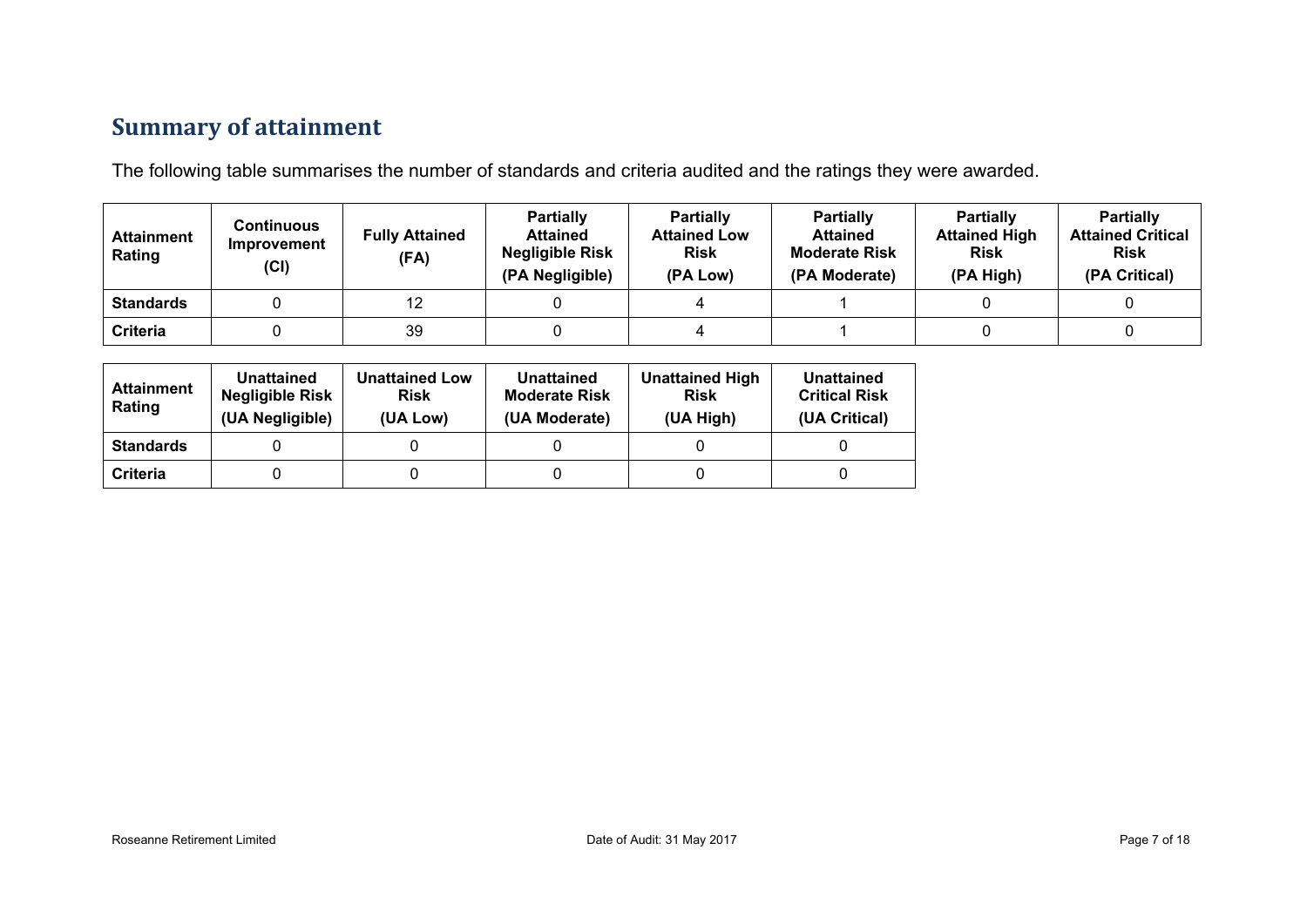## Summary of attainment

The following table summarises the number of standards and criteria audited and the ratings they were awarded.

| Attainment Rating | Continuous Improvement (CI) | Fully Attained (FA) | Partially Attained Negligible Risk (PA Negligible) | Partially Attained Low Risk (PA Low) | Partially Attained Moderate Risk (PA Moderate) | Partially Attained High Risk (PA High) | Partially Attained Critical Risk (PA Critical) |
|---|---|---|---|---|---|---|---|
| **Standards** | 0 | 12 | 0 | 4 | 1 | 0 | 0 |
| **Criteria** | 0 | 39 | 0 | 4 | 1 | 0 | 0 |

| Attainment Rating | Unattained Negligible Risk (UA Negligible) | Unattained Low Risk (UA Low) | Unattained Moderate Risk (UA Moderate) | Unattained High Risk (UA High) | Unattained Critical Risk (UA Critical) |
|---|---|---|---|---|---|
| **Standards** | 0 | 0 | 0 | 0 | 0 |
| **Criteria** | 0 | 0 | 0 | 0 | 0 |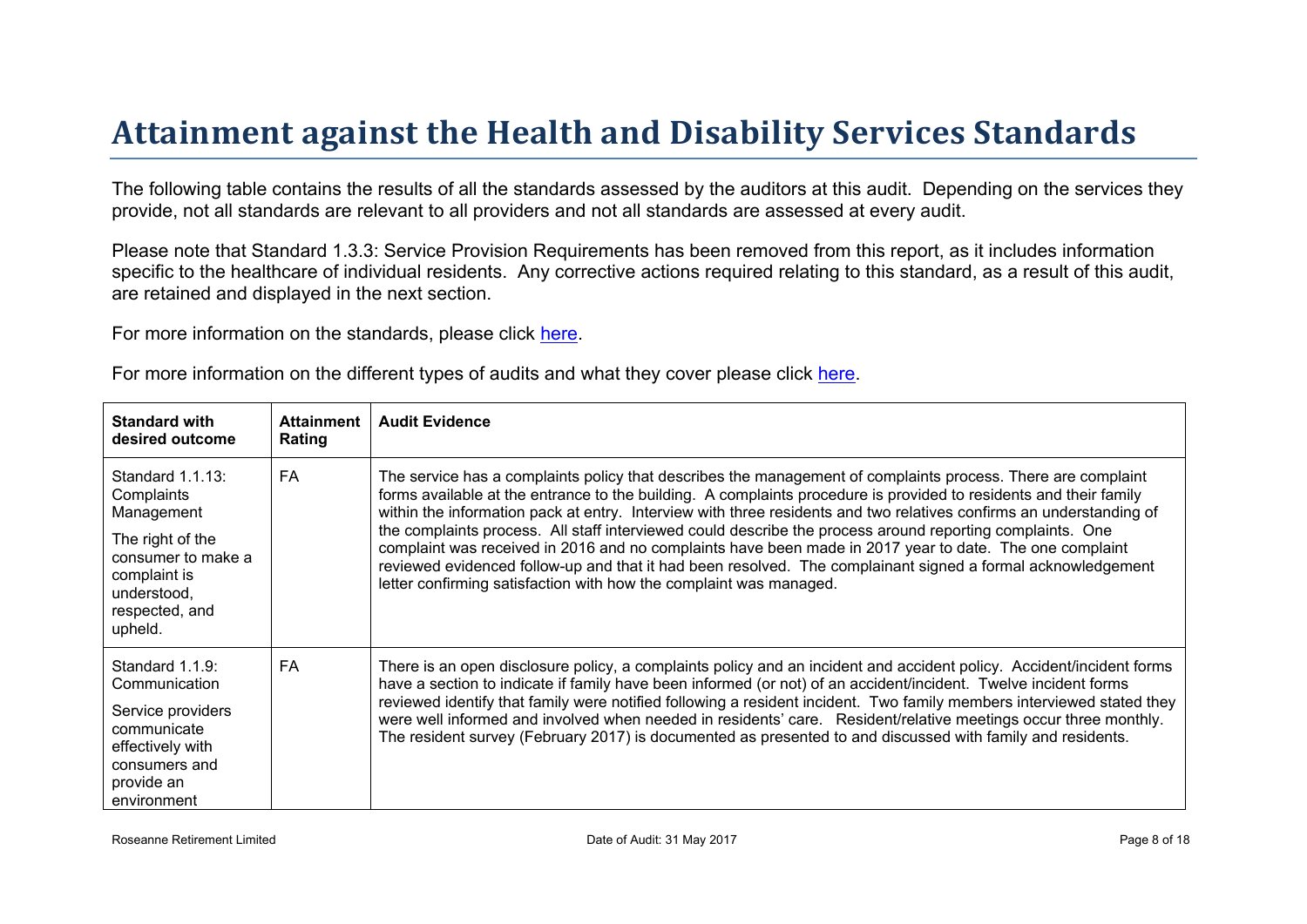# Attainment against the Health and Disability Services Standards

The following table contains the results of all the standards assessed by the auditors at this audit. Depending on the services they provide, not all standards are relevant to all providers and not all standards are assessed at every audit.

Please note that Standard 1.3.3: Service Provision Requirements has been removed from this report, as it includes information specific to the healthcare of individual residents. Any corrective actions required relating to this standard, as a result of this audit, are retained and displayed in the next section.

For more information on the standards, please click here.

For more information on the different types of audits and what they cover please click here.

| Standard with desired outcome | Attainment Rating | Audit Evidence |
| --- | --- | --- |
| Standard 1.1.13: Complaints Management<br><br>The right of the consumer to make a complaint is understood, respected, and upheld. | FA | The service has a complaints policy that describes the management of complaints process. There are complaint forms available at the entrance to the building. A complaints procedure is provided to residents and their family within the information pack at entry. Interview with three residents and two relatives confirms an understanding of the complaints process. All staff interviewed could describe the process around reporting complaints. One complaint was received in 2016 and no complaints have been made in 2017 year to date. The one complaint reviewed evidenced follow-up and that it had been resolved. The complainant signed a formal acknowledgement letter confirming satisfaction with how the complaint was managed. |
| Standard 1.1.9: Communication<br><br>Service providers communicate effectively with consumers and provide an environment | FA | There is an open disclosure policy, a complaints policy and an incident and accident policy. Accident/incident forms have a section to indicate if family have been informed (or not) of an accident/incident. Twelve incident forms reviewed identify that family were notified following a resident incident. Two family members interviewed stated they were well informed and involved when needed in residents' care. Resident/relative meetings occur three monthly. The resident survey (February 2017) is documented as presented to and discussed with family and residents. |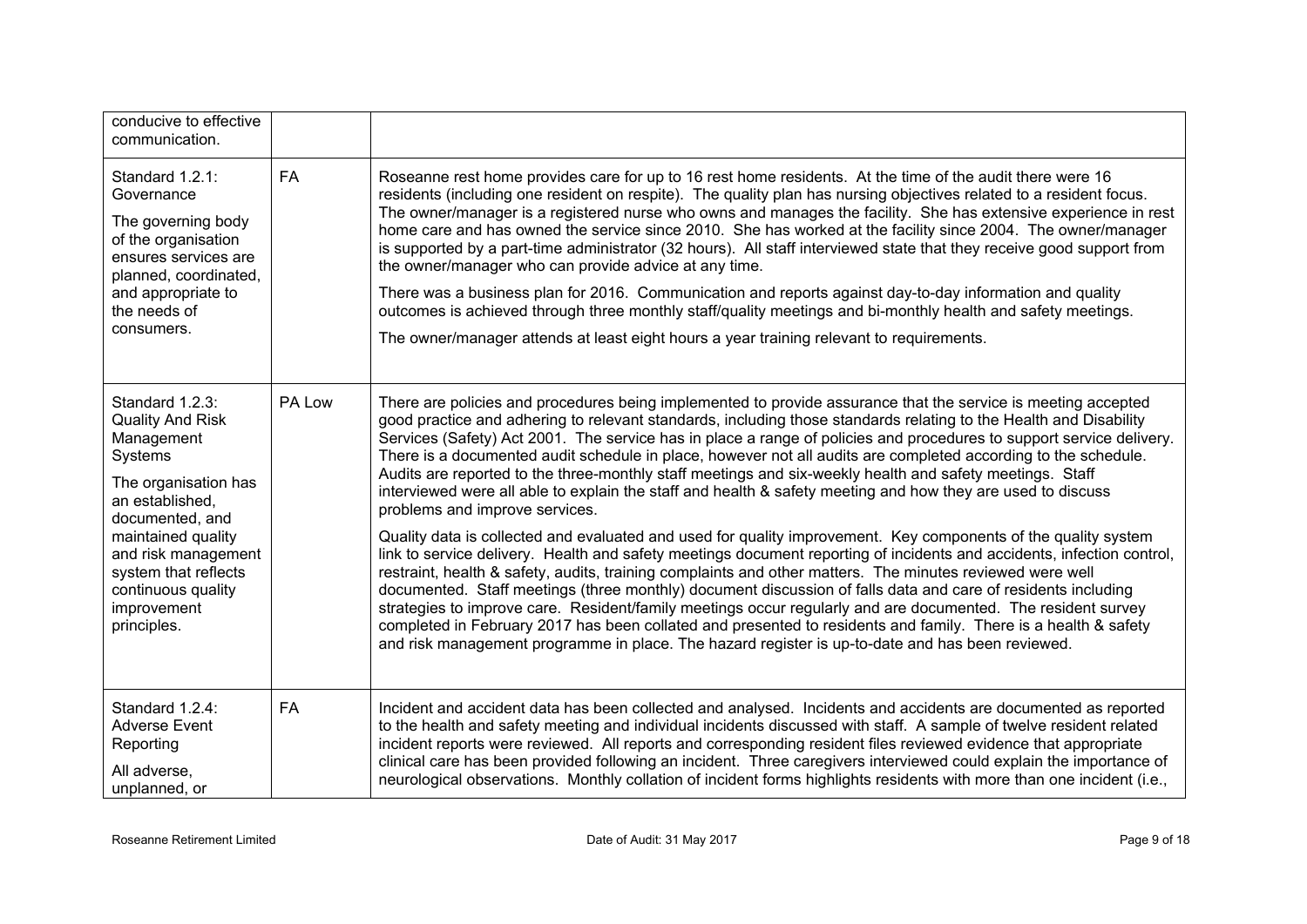| | | |
|---|---|---|
| conducive to effective communication. | | |
| Standard 1.2.1: Governance<br><br>The governing body of the organisation ensures services are planned, coordinated, and appropriate to the needs of consumers. | FA | Roseanne rest home provides care for up to 16 rest home residents. At the time of the audit there were 16 residents (including one resident on respite). The quality plan has nursing objectives related to a resident focus. The owner/manager is a registered nurse who owns and manages the facility. She has extensive experience in rest home care and has owned the service since 2010. She has worked at the facility since 2004. The owner/manager is supported by a part-time administrator (32 hours). All staff interviewed state that they receive good support from the owner/manager who can provide advice at any time.<br><br>There was a business plan for 2016. Communication and reports against day-to-day information and quality outcomes is achieved through three monthly staff/quality meetings and bi-monthly health and safety meetings.<br><br>The owner/manager attends at least eight hours a year training relevant to requirements. |
| Standard 1.2.3: Quality And Risk Management Systems<br><br>The organisation has an established, documented, and maintained quality and risk management system that reflects continuous quality improvement principles. | PA Low | There are policies and procedures being implemented to provide assurance that the service is meeting accepted good practice and adhering to relevant standards, including those standards relating to the Health and Disability Services (Safety) Act 2001. The service has in place a range of policies and procedures to support service delivery. There is a documented audit schedule in place, however not all audits are completed according to the schedule. Audits are reported to the three-monthly staff meetings and six-weekly health and safety meetings. Staff interviewed were all able to explain the staff and health & safety meeting and how they are used to discuss problems and improve services.<br><br>Quality data is collected and evaluated and used for quality improvement. Key components of the quality system link to service delivery. Health and safety meetings document reporting of incidents and accidents, infection control, restraint, health & safety, audits, training complaints and other matters. The minutes reviewed were well documented. Staff meetings (three monthly) document discussion of falls data and care of residents including strategies to improve care. Resident/family meetings occur regularly and are documented. The resident survey completed in February 2017 has been collated and presented to residents and family. There is a health & safety and risk management programme in place. The hazard register is up-to-date and has been reviewed. |
| Standard 1.2.4: Adverse Event Reporting<br><br>All adverse, unplanned, or | FA | Incident and accident data has been collected and analysed. Incidents and accidents are documented as reported to the health and safety meeting and individual incidents discussed with staff. A sample of twelve resident related incident reports were reviewed. All reports and corresponding resident files reviewed evidence that appropriate clinical care has been provided following an incident. Three caregivers interviewed could explain the importance of neurological observations. Monthly collation of incident forms highlights residents with more than one incident (i.e., |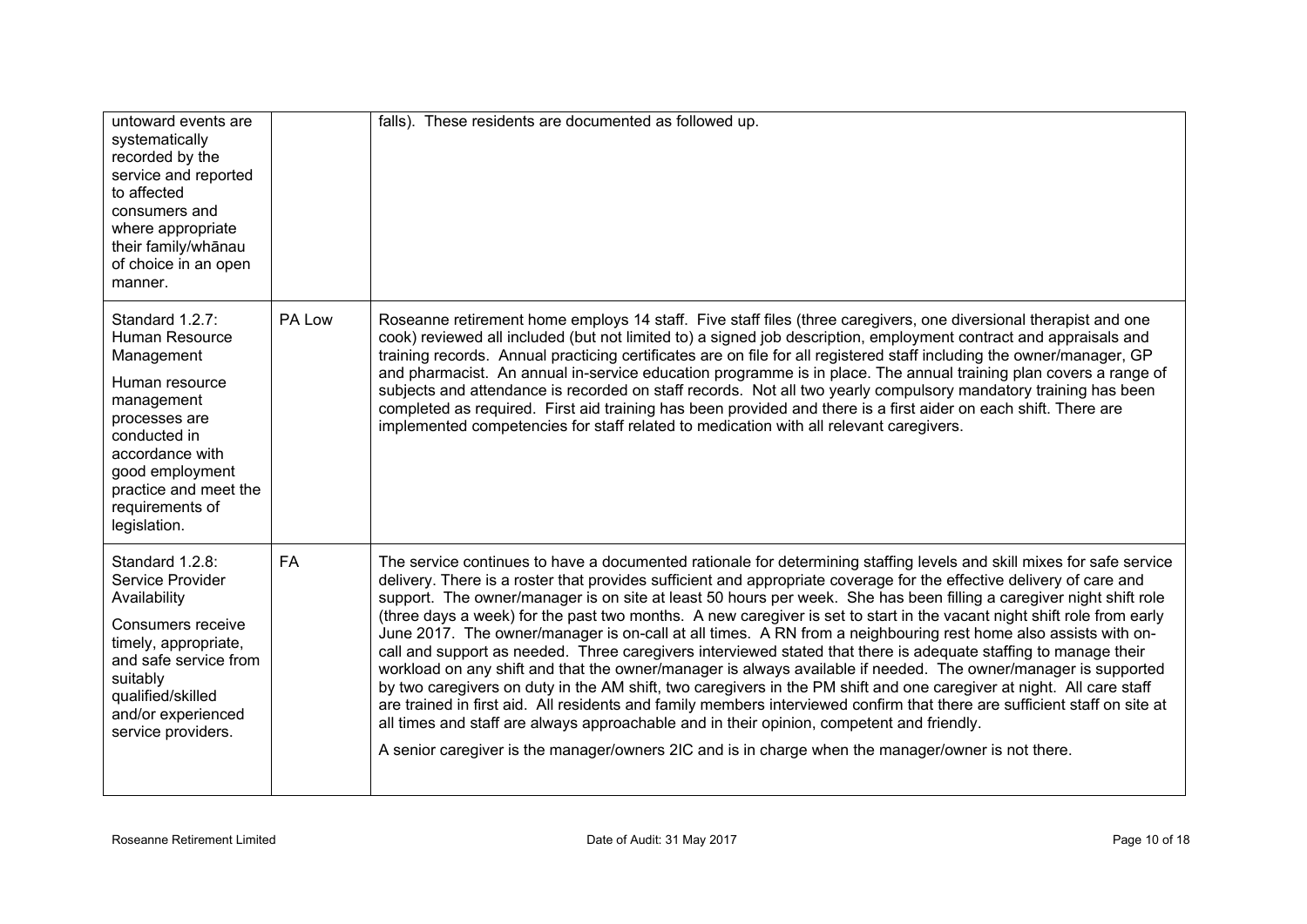| | | |
|---|---|---|
| untoward events are systematically recorded by the service and reported to affected consumers and where appropriate their family/whānau of choice in an open manner. | | falls). These residents are documented as followed up. |
| Standard 1.2.7: Human Resource Management<br><br>Human resource management processes are conducted in accordance with good employment practice and meet the requirements of legislation. | PA Low | Roseanne retirement home employs 14 staff. Five staff files (three caregivers, one diversional therapist and one cook) reviewed all included (but not limited to) a signed job description, employment contract and appraisals and training records. Annual practicing certificates are on file for all registered staff including the owner/manager, GP and pharmacist. An annual in-service education programme is in place. The annual training plan covers a range of subjects and attendance is recorded on staff records. Not all two yearly compulsory mandatory training has been completed as required. First aid training has been provided and there is a first aider on each shift. There are implemented competencies for staff related to medication with all relevant caregivers. |
| Standard 1.2.8: Service Provider Availability<br><br>Consumers receive timely, appropriate, and safe service from suitably qualified/skilled and/or experienced service providers. | FA | The service continues to have a documented rationale for determining staffing levels and skill mixes for safe service delivery. There is a roster that provides sufficient and appropriate coverage for the effective delivery of care and support. The owner/manager is on site at least 50 hours per week. She has been filling a caregiver night shift role (three days a week) for the past two months. A new caregiver is set to start in the vacant night shift role from early June 2017. The owner/manager is on-call at all times. A RN from a neighbouring rest home also assists with on-call and support as needed. Three caregivers interviewed stated that there is adequate staffing to manage their workload on any shift and that the owner/manager is always available if needed. The owner/manager is supported by two caregivers on duty in the AM shift, two caregivers in the PM shift and one caregiver at night. All care staff are trained in first aid. All residents and family members interviewed confirm that there are sufficient staff on site at all times and staff are always approachable and in their opinion, competent and friendly.<br><br>A senior caregiver is the manager/owners 2IC and is in charge when the manager/owner is not there. |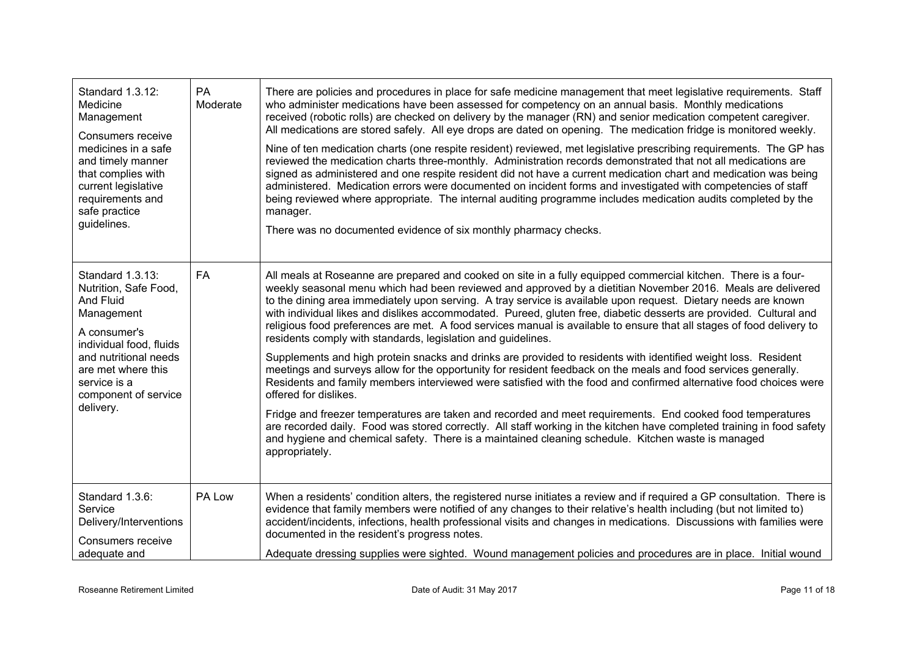| | | |
|---|---|---|
| Standard 1.3.12: Medicine Management<br><br>Consumers receive medicines in a safe and timely manner that complies with current legislative requirements and safe practice guidelines. | PA Moderate | There are policies and procedures in place for safe medicine management that meet legislative requirements. Staff who administer medications have been assessed for competency on an annual basis. Monthly medications received (robotic rolls) are checked on delivery by the manager (RN) and senior medication competent caregiver. All medications are stored safely. All eye drops are dated on opening. The medication fridge is monitored weekly.<br><br>Nine of ten medication charts (one respite resident) reviewed, met legislative prescribing requirements. The GP has reviewed the medication charts three-monthly. Administration records demonstrated that not all medications are signed as administered and one respite resident did not have a current medication chart and medication was being administered. Medication errors were documented on incident forms and investigated with competencies of staff being reviewed where appropriate. The internal auditing programme includes medication audits completed by the manager.<br><br>There was no documented evidence of six monthly pharmacy checks. |
| Standard 1.3.13: Nutrition, Safe Food, And Fluid Management<br><br>A consumer's individual food, fluids and nutritional needs are met where this service is a component of service delivery. | FA | All meals at Roseanne are prepared and cooked on site in a fully equipped commercial kitchen. There is a four-weekly seasonal menu which had been reviewed and approved by a dietitian November 2016. Meals are delivered to the dining area immediately upon serving. A tray service is available upon request. Dietary needs are known with individual likes and dislikes accommodated. Pureed, gluten free, diabetic desserts are provided. Cultural and religious food preferences are met. A food services manual is available to ensure that all stages of food delivery to residents comply with standards, legislation and guidelines.<br><br>Supplements and high protein snacks and drinks are provided to residents with identified weight loss. Resident meetings and surveys allow for the opportunity for resident feedback on the meals and food services generally. Residents and family members interviewed were satisfied with the food and confirmed alternative food choices were offered for dislikes.<br><br>Fridge and freezer temperatures are taken and recorded and meet requirements. End cooked food temperatures are recorded daily. Food was stored correctly. All staff working in the kitchen have completed training in food safety and hygiene and chemical safety. There is a maintained cleaning schedule. Kitchen waste is managed appropriately. |
| Standard 1.3.6: Service Delivery/Interventions<br><br>Consumers receive adequate and | PA Low | When a residents' condition alters, the registered nurse initiates a review and if required a GP consultation. There is evidence that family members were notified of any changes to their relative's health including (but not limited to) accident/incidents, infections, health professional visits and changes in medications. Discussions with families were documented in the resident's progress notes.<br><br>Adequate dressing supplies were sighted. Wound management policies and procedures are in place. Initial wound |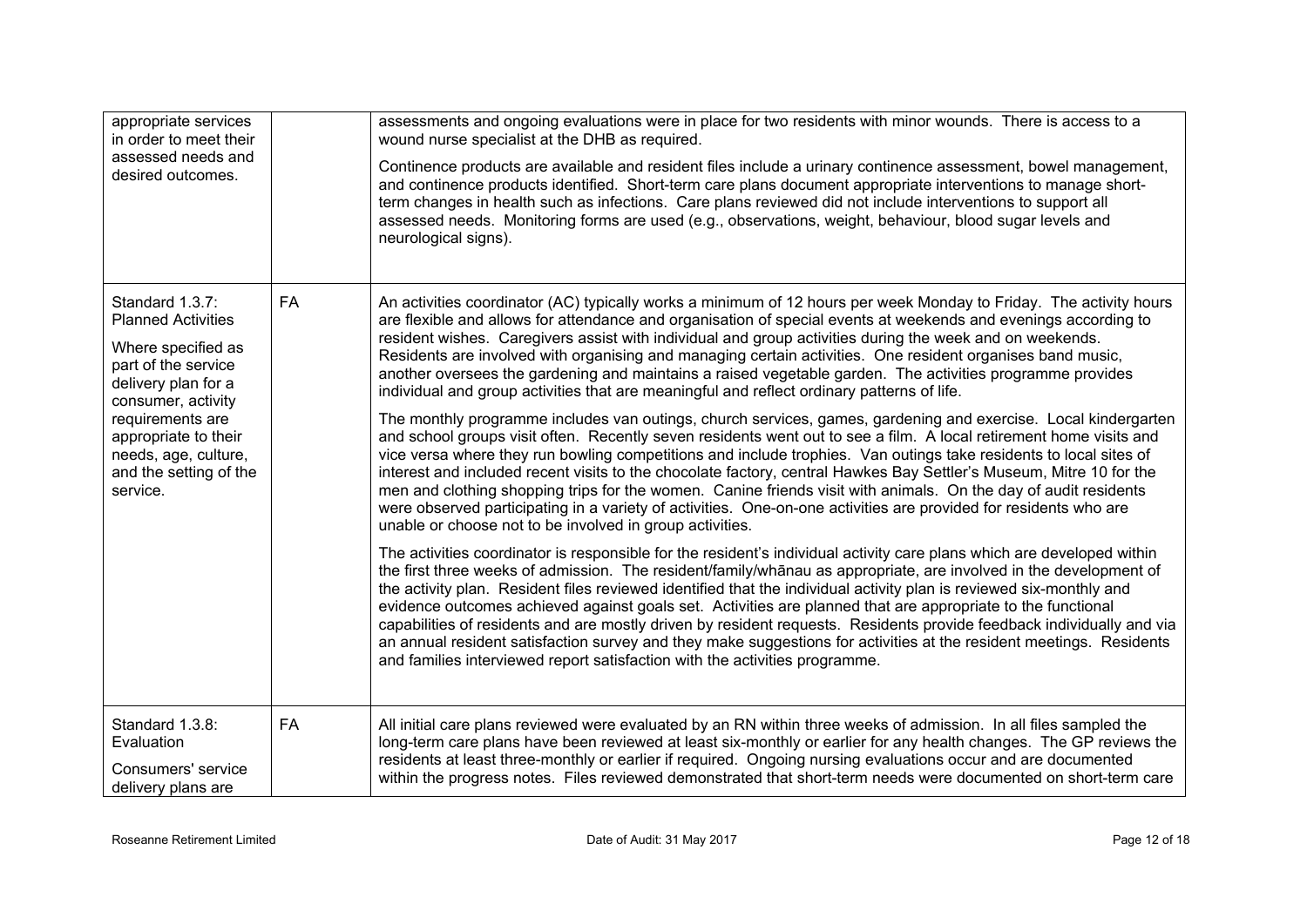| | | |
|---|---|---|
| appropriate services in order to meet their assessed needs and desired outcomes. | | assessments and ongoing evaluations were in place for two residents with minor wounds. There is access to a wound nurse specialist at the DHB as required.<br><br>Continence products are available and resident files include a urinary continence assessment, bowel management, and continence products identified. Short-term care plans document appropriate interventions to manage short-term changes in health such as infections. Care plans reviewed did not include interventions to support all assessed needs. Monitoring forms are used (e.g., observations, weight, behaviour, blood sugar levels and neurological signs). |
| Standard 1.3.7: Planned Activities<br><br>Where specified as part of the service delivery plan for a consumer, activity requirements are appropriate to their needs, age, culture, and the setting of the service. | FA | An activities coordinator (AC) typically works a minimum of 12 hours per week Monday to Friday. The activity hours are flexible and allows for attendance and organisation of special events at weekends and evenings according to resident wishes. Caregivers assist with individual and group activities during the week and on weekends. Residents are involved with organising and managing certain activities. One resident organises band music, another oversees the gardening and maintains a raised vegetable garden. The activities programme provides individual and group activities that are meaningful and reflect ordinary patterns of life.<br><br>The monthly programme includes van outings, church services, games, gardening and exercise. Local kindergarten and school groups visit often. Recently seven residents went out to see a film. A local retirement home visits and vice versa where they run bowling competitions and include trophies. Van outings take residents to local sites of interest and included recent visits to the chocolate factory, central Hawkes Bay Settler's Museum, Mitre 10 for the men and clothing shopping trips for the women. Canine friends visit with animals. On the day of audit residents were observed participating in a variety of activities. One-on-one activities are provided for residents who are unable or choose not to be involved in group activities.<br><br>The activities coordinator is responsible for the resident's individual activity care plans which are developed within the first three weeks of admission. The resident/family/whānau as appropriate, are involved in the development of the activity plan. Resident files reviewed identified that the individual activity plan is reviewed six-monthly and evidence outcomes achieved against goals set. Activities are planned that are appropriate to the functional capabilities of residents and are mostly driven by resident requests. Residents provide feedback individually and via an annual resident satisfaction survey and they make suggestions for activities at the resident meetings. Residents and families interviewed report satisfaction with the activities programme. |
| Standard 1.3.8: Evaluation<br><br>Consumers' service delivery plans are | FA | All initial care plans reviewed were evaluated by an RN within three weeks of admission. In all files sampled the long-term care plans have been reviewed at least six-monthly or earlier for any health changes. The GP reviews the residents at least three-monthly or earlier if required. Ongoing nursing evaluations occur and are documented within the progress notes. Files reviewed demonstrated that short-term needs were documented on short-term care |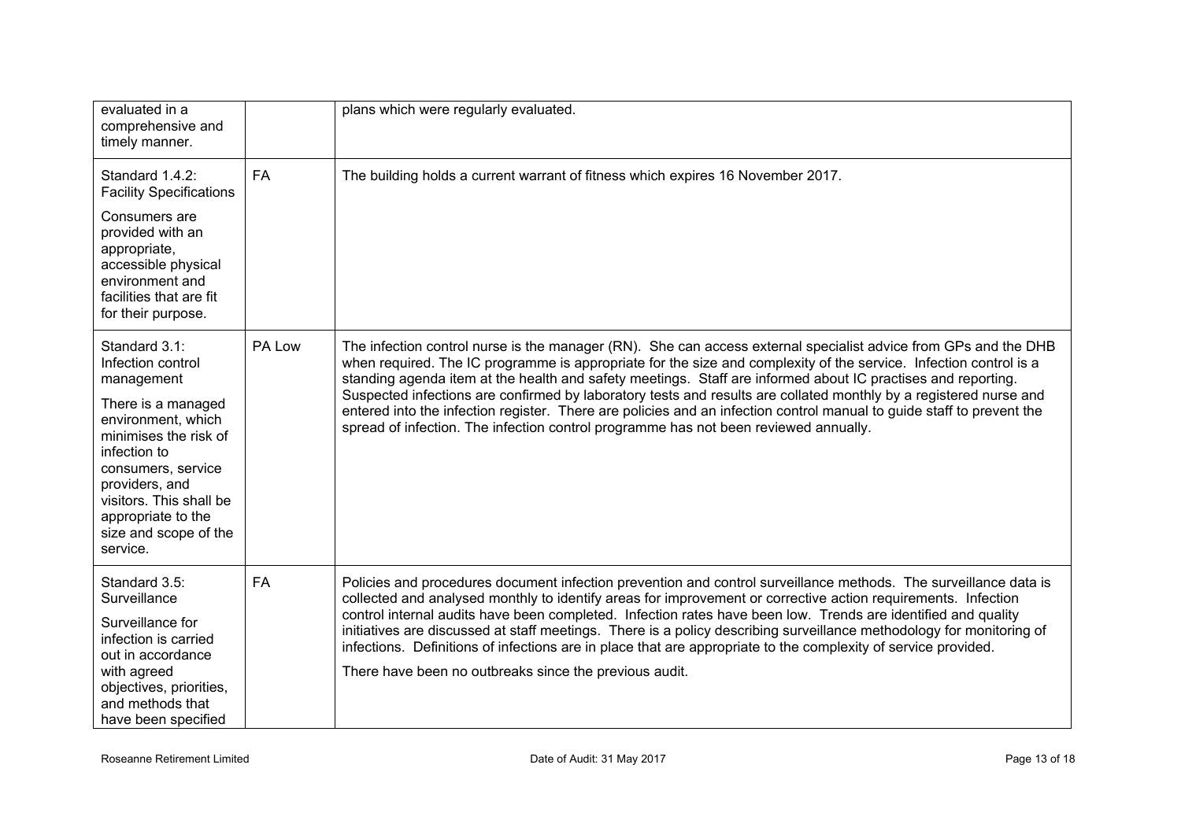| | | |
|---|---|---|
| evaluated in a comprehensive and timely manner. | | plans which were regularly evaluated. |
| Standard 1.4.2: Facility Specifications<br><br>Consumers are provided with an appropriate, accessible physical environment and facilities that are fit for their purpose. | FA | The building holds a current warrant of fitness which expires 16 November 2017. |
| Standard 3.1: Infection control management<br><br>There is a managed environment, which minimises the risk of infection to consumers, service providers, and visitors. This shall be appropriate to the size and scope of the service. | PA Low | The infection control nurse is the manager (RN). She can access external specialist advice from GPs and the DHB when required. The IC programme is appropriate for the size and complexity of the service. Infection control is a standing agenda item at the health and safety meetings. Staff are informed about IC practises and reporting. Suspected infections are confirmed by laboratory tests and results are collated monthly by a registered nurse and entered into the infection register. There are policies and an infection control manual to guide staff to prevent the spread of infection. The infection control programme has not been reviewed annually. |
| Standard 3.5: Surveillance<br><br>Surveillance for infection is carried out in accordance with agreed objectives, priorities, and methods that have been specified | FA | Policies and procedures document infection prevention and control surveillance methods. The surveillance data is collected and analysed monthly to identify areas for improvement or corrective action requirements. Infection control internal audits have been completed. Infection rates have been low. Trends are identified and quality initiatives are discussed at staff meetings. There is a policy describing surveillance methodology for monitoring of infections. Definitions of infections are in place that are appropriate to the complexity of service provided.<br><br>There have been no outbreaks since the previous audit. |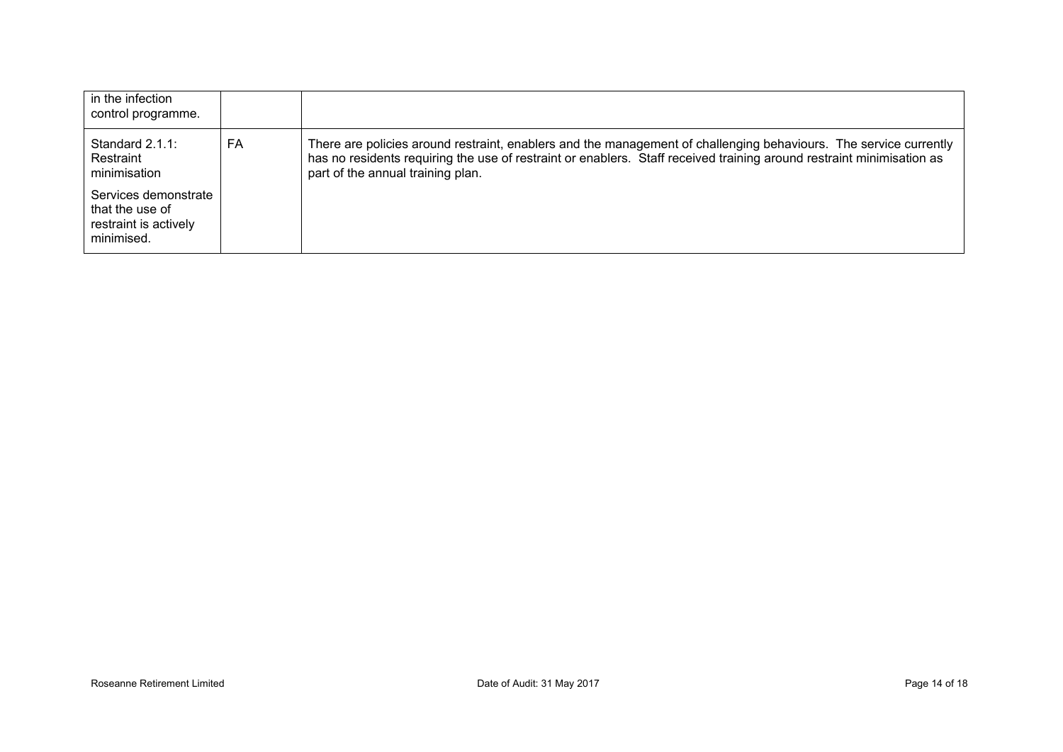| | | |
|---|---|---|
| in the infection control programme. | | |
| Standard 2.1.1: Restraint minimisation<br><br>Services demonstrate that the use of restraint is actively minimised. | FA | There are policies around restraint, enablers and the management of challenging behaviours. The service currently has no residents requiring the use of restraint or enablers. Staff received training around restraint minimisation as part of the annual training plan. |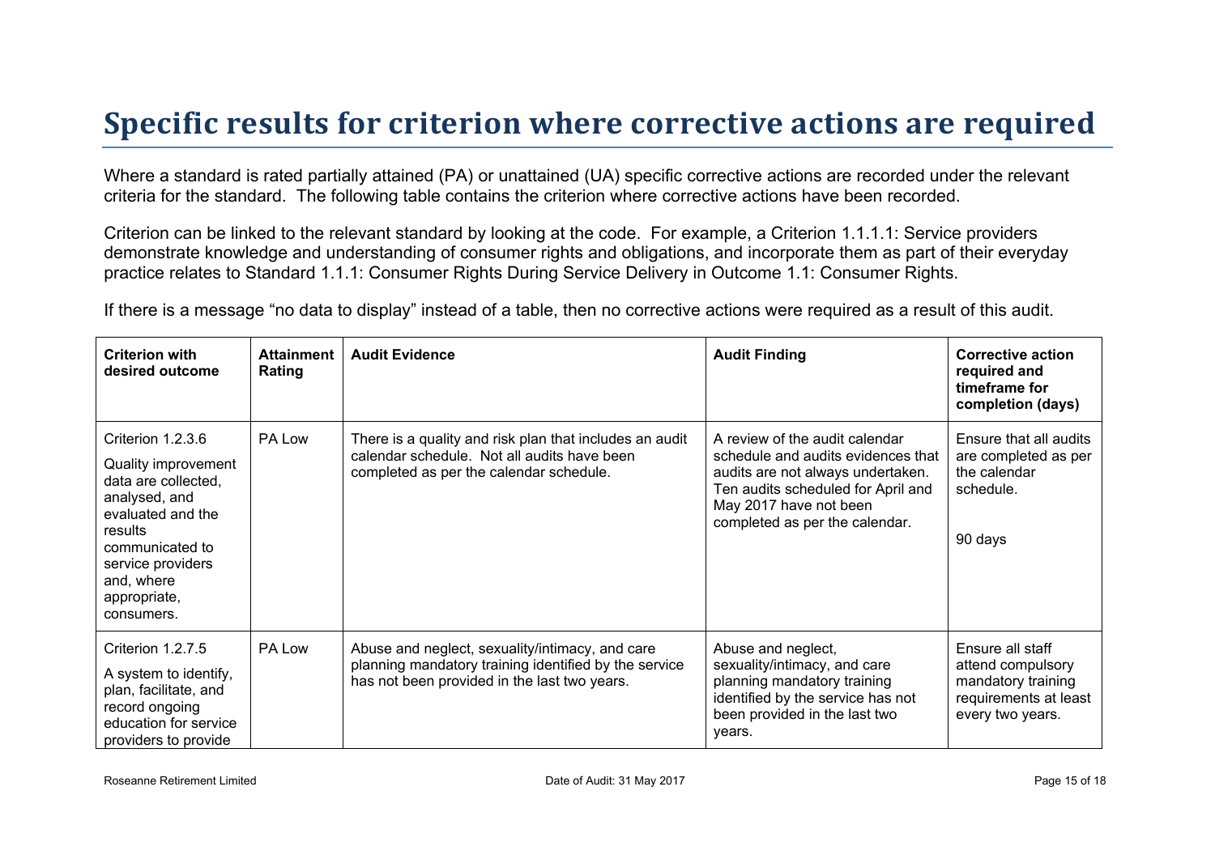# Specific results for criterion where corrective actions are required

Where a standard is rated partially attained (PA) or unattained (UA) specific corrective actions are recorded under the relevant criteria for the standard. The following table contains the criterion where corrective actions have been recorded.

Criterion can be linked to the relevant standard by looking at the code. For example, a Criterion 1.1.1.1: Service providers demonstrate knowledge and understanding of consumer rights and obligations, and incorporate them as part of their everyday practice relates to Standard 1.1.1: Consumer Rights During Service Delivery in Outcome 1.1: Consumer Rights.

If there is a message "no data to display" instead of a table, then no corrective actions were required as a result of this audit.

| Criterion with desired outcome | Attainment Rating | Audit Evidence | Audit Finding | Corrective action required and timeframe for completion (days) |
|---|---|---|---|---|
| Criterion 1.2.3.6<br><br>Quality improvement data are collected, analysed, and evaluated and the results communicated to service providers and, where appropriate, consumers. | PA Low | There is a quality and risk plan that includes an audit calendar schedule. Not all audits have been completed as per the calendar schedule. | A review of the audit calendar schedule and audits evidences that audits are not always undertaken. Ten audits scheduled for April and May 2017 have not been completed as per the calendar. | Ensure that all audits are completed as per the calendar schedule.<br><br>90 days |
| Criterion 1.2.7.5<br><br>A system to identify, plan, facilitate, and record ongoing education for service providers to provide | PA Low | Abuse and neglect, sexuality/intimacy, and care planning mandatory training identified by the service has not been provided in the last two years. | Abuse and neglect, sexuality/intimacy, and care planning mandatory training identified by the service has not been provided in the last two years. | Ensure all staff attend compulsory mandatory training requirements at least every two years. |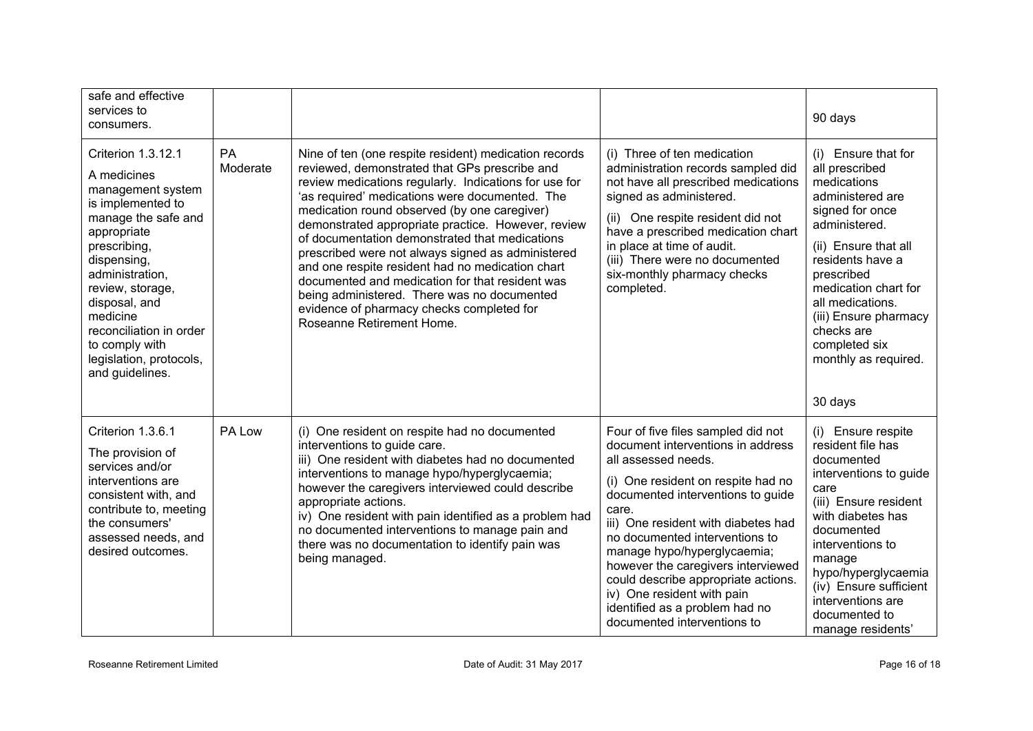| | | | | |
|---|---|---|---|---|
| safe and effective services to consumers. | | | | 90 days |
| Criterion 1.3.12.1<br>A medicines management system is implemented to manage the safe and appropriate prescribing, dispensing, administration, review, storage, disposal, and medicine reconciliation in order to comply with legislation, protocols, and guidelines. | PA Moderate | Nine of ten (one respite resident) medication records reviewed, demonstrated that GPs prescribe and review medications regularly. Indications for use for 'as required' medications were documented. The medication round observed (by one caregiver) demonstrated appropriate practice. However, review of documentation demonstrated that medications prescribed were not always signed as administered and one respite resident had no medication chart documented and medication for that resident was being administered. There was no documented evidence of pharmacy checks completed for Roseanne Retirement Home. | (i) Three of ten medication administration records sampled did not have all prescribed medications signed as administered.<br>(ii) One respite resident did not have a prescribed medication chart in place at time of audit.<br>(iii) There were no documented six-monthly pharmacy checks completed. | (i) Ensure that for all prescribed medications administered are signed for once administered.<br>(ii) Ensure that all residents have a prescribed medication chart for all medications.<br>(iii) Ensure pharmacy checks are completed six monthly as required.<br><br>30 days |
| Criterion 1.3.6.1<br>The provision of services and/or interventions are consistent with, and contribute to, meeting the consumers' assessed needs, and desired outcomes. | PA Low | (i) One resident on respite had no documented interventions to guide care.<br>iii) One resident with diabetes had no documented interventions to manage hypo/hyperglycaemia; however the caregivers interviewed could describe appropriate actions.<br>iv) One resident with pain identified as a problem had no documented interventions to manage pain and there was no documentation to identify pain was being managed. | Four of five files sampled did not document interventions in address all assessed needs.<br>(i) One resident on respite had no documented interventions to guide care.<br>iii) One resident with diabetes had no documented interventions to manage hypo/hyperglycaemia; however the caregivers interviewed could describe appropriate actions.<br>iv) One resident with pain identified as a problem had no documented interventions to | (i) Ensure respite resident file has documented interventions to guide care<br>(iii) Ensure resident with diabetes has documented interventions to manage hypo/hyperglycaemia<br>(iv) Ensure sufficient interventions are documented to manage residents' |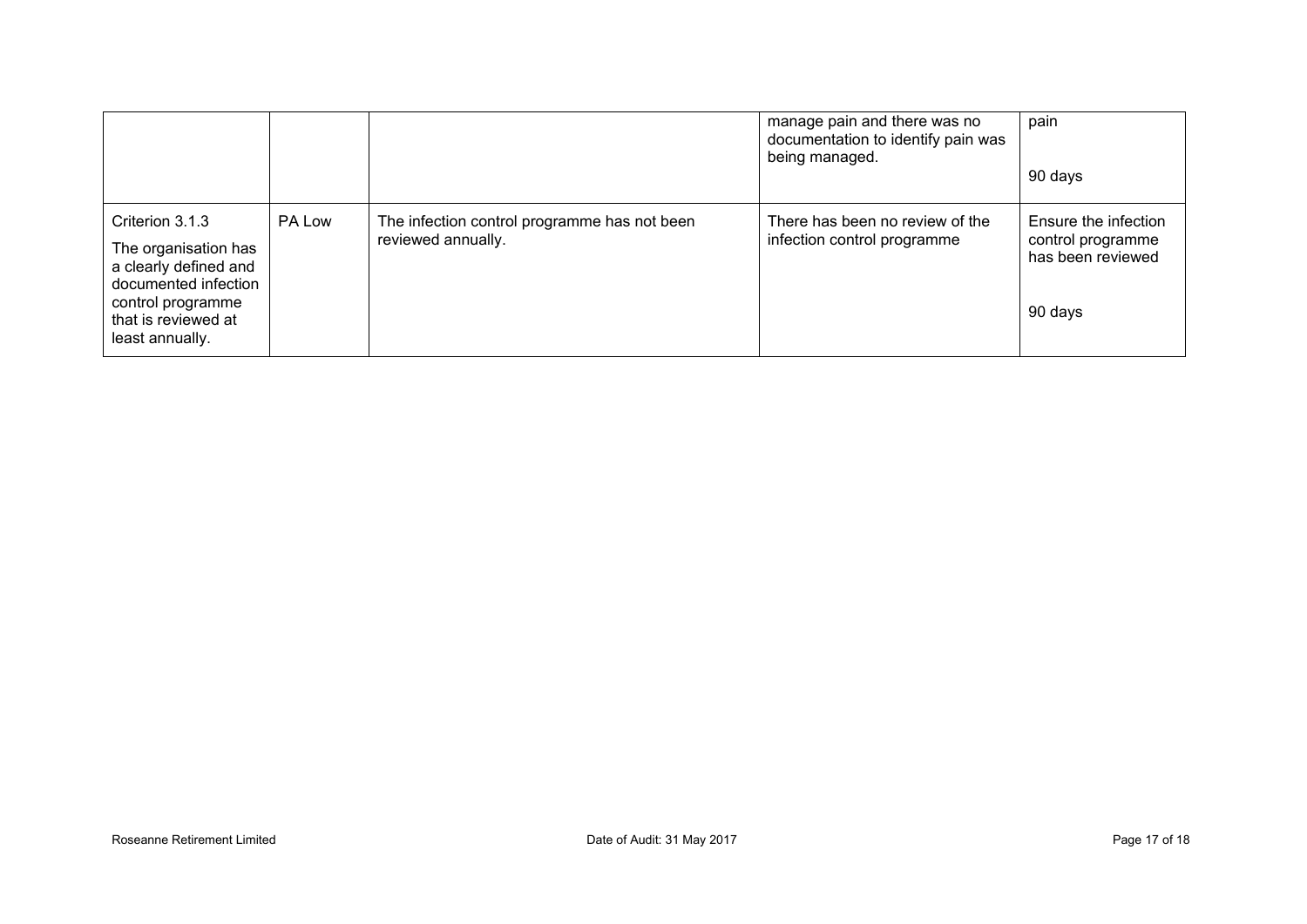| | | | | |
|---|---|---|---|---|
| | | | manage pain and there was no documentation to identify pain was being managed. | pain<br><br>90 days |
| Criterion 3.1.3<br><br>The organisation has a clearly defined and documented infection control programme that is reviewed at least annually. | PA Low | The infection control programme has not been reviewed annually. | There has been no review of the infection control programme | Ensure the infection control programme has been reviewed<br><br>90 days |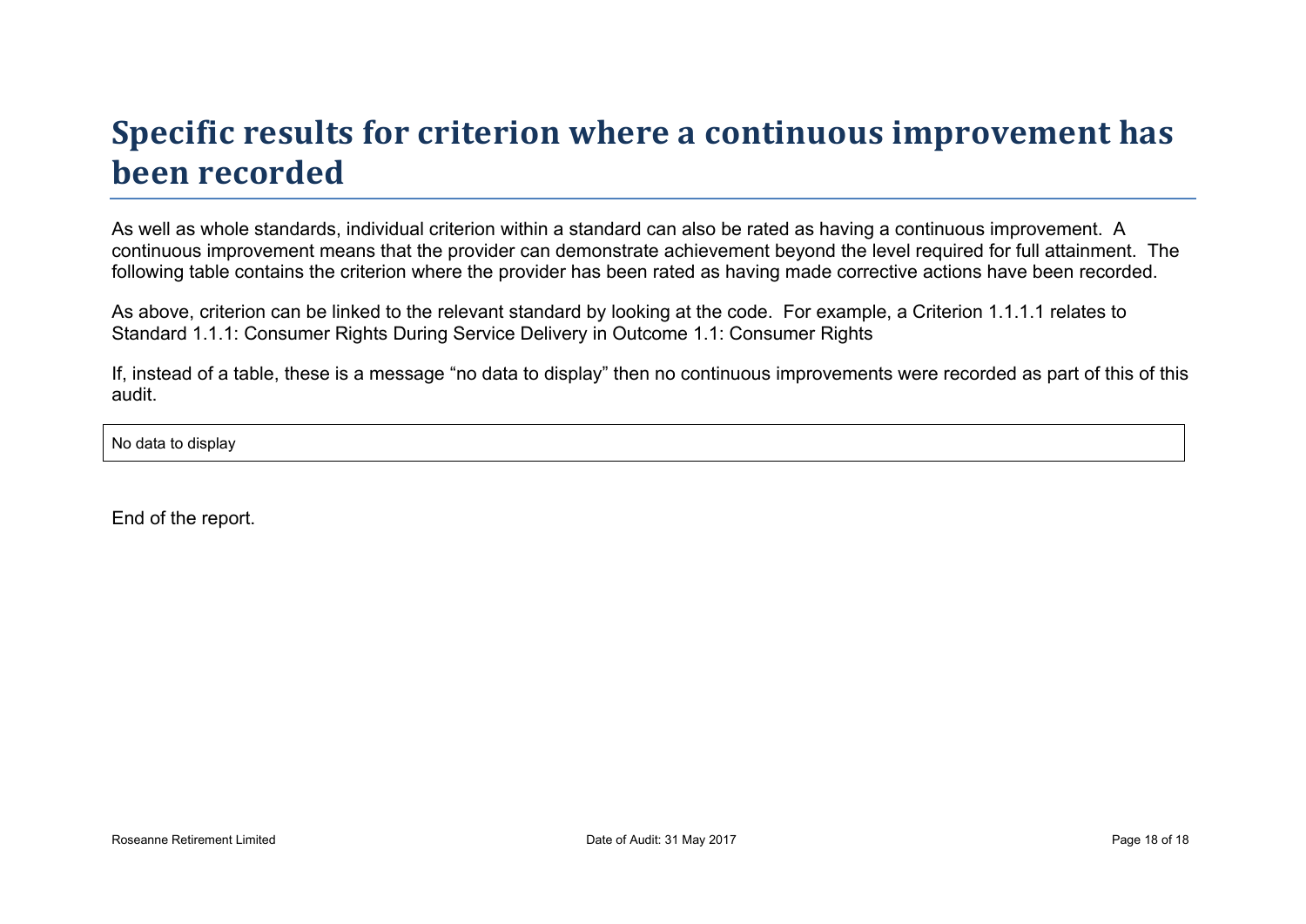# Specific results for criterion where a continuous improvement has been recorded

As well as whole standards, individual criterion within a standard can also be rated as having a continuous improvement. A continuous improvement means that the provider can demonstrate achievement beyond the level required for full attainment. The following table contains the criterion where the provider has been rated as having made corrective actions have been recorded.

As above, criterion can be linked to the relevant standard by looking at the code. For example, a Criterion 1.1.1.1 relates to Standard 1.1.1: Consumer Rights During Service Delivery in Outcome 1.1: Consumer Rights

If, instead of a table, these is a message “no data to display” then no continuous improvements were recorded as part of this of this audit.

| |
|---|
| No data to display |

End of the report.